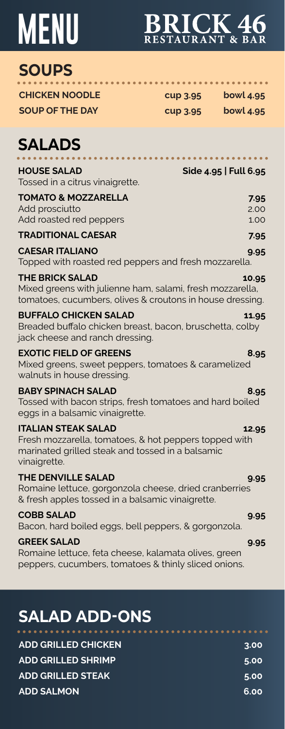# MENU

# BRICK 46
RESTAURANT & BAR

## SOUPS

| | | |
|---|---|---|
| **CHICKEN NOODLE** | cup 3.95 | bowl 4.95 |
| **SOUP OF THE DAY** | cup 3.95 | bowl 4.95 |

## SALADS

**HOUSE SALAD** — Side 4.95 | Full 6.95
Tossed in a citrus vinaigrette.

**TOMATO & MOZZARELLA** — 7.95
Add prosciutto — 2.00
Add roasted red peppers — 1.00

**TRADITIONAL CAESAR** — 7.95

**CAESAR ITALIANO** — 9.95
Topped with roasted red peppers and fresh mozzarella.

**THE BRICK SALAD** — 10.95
Mixed greens with julienne ham, salami, fresh mozzarella, tomatoes, cucumbers, olives & croutons in house dressing.

**BUFFALO CHICKEN SALAD** — 11.95
Breaded buffalo chicken breast, bacon, bruschetta, colby jack cheese and ranch dressing.

**EXOTIC FIELD OF GREENS** — 8.95
Mixed greens, sweet peppers, tomatoes & caramelized walnuts in house dressing.

**BABY SPINACH SALAD** — 8.95
Tossed with bacon strips, fresh tomatoes and hard boiled eggs in a balsamic vinaigrette.

**ITALIAN STEAK SALAD** — 12.95
Fresh mozzarella, tomatoes, & hot peppers topped with marinated grilled steak and tossed in a balsamic vinaigrette.

**THE DENVILLE SALAD** — 9.95
Romaine lettuce, gorgonzola cheese, dried cranberries & fresh apples tossed in a balsamic vinaigrette.

**COBB SALAD** — 9.95
Bacon, hard boiled eggs, bell peppers, & gorgonzola.

**GREEK SALAD** — 9.95
Romaine lettuce, feta cheese, kalamata olives, green peppers, cucumbers, tomatoes & thinly sliced onions.

## SALAD ADD-ONS

| | |
|---|---|
| **ADD GRILLED CHICKEN** | 3.00 |
| **ADD GRILLED SHRIMP** | 5.00 |
| **ADD GRILLED STEAK** | 5.00 |
| **ADD SALMON** | 6.00 |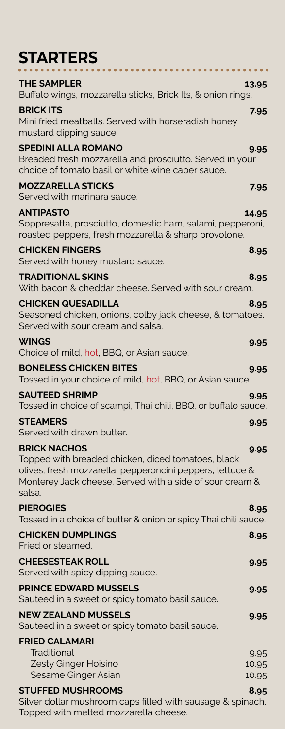# STARTERS

**THE SAMPLER** 13.95
Buffalo wings, mozzarella sticks, Brick Its, & onion rings.

**BRICK ITS** 7.95
Mini fried meatballs. Served with horseradish honey mustard dipping sauce.

**SPEDINI ALLA ROMANO** 9.95
Breaded fresh mozzarella and prosciutto. Served in your choice of tomato basil or white wine caper sauce.

**MOZZARELLA STICKS** 7.95
Served with marinara sauce.

**ANTIPASTO** 14.95
Soppresatta, prosciutto, domestic ham, salami, pepperoni, roasted peppers, fresh mozzarella & sharp provolone.

**CHICKEN FINGERS** 8.95
Served with honey mustard sauce.

**TRADITIONAL SKINS** 8.95
With bacon & cheddar cheese. Served with sour cream.

**CHICKEN QUESADILLA** 8.95
Seasoned chicken, onions, colby jack cheese, & tomatoes. Served with sour cream and salsa.

**WINGS** 9.95
Choice of mild, hot, BBQ, or Asian sauce.

**BONELESS CHICKEN BITES** 9.95
Tossed in your choice of mild, hot, BBQ, or Asian sauce.

**SAUTEED SHRIMP** 9.95
Tossed in choice of scampi, Thai chili, BBQ, or buffalo sauce.

**STEAMERS** 9.95
Served with drawn butter.

**BRICK NACHOS** 9.95
Topped with breaded chicken, diced tomatoes, black olives, fresh mozzarella, pepperoncini peppers, lettuce & Monterey Jack cheese. Served with a side of sour cream & salsa.

**PIEROGIES** 8.95
Tossed in a choice of butter & onion or spicy Thai chili sauce.

**CHICKEN DUMPLINGS** 8.95
Fried or steamed.

**CHEESESTEAK ROLL** 9.95
Served with spicy dipping sauce.

**PRINCE EDWARD MUSSELS** 9.95
Sauteed in a sweet or spicy tomato basil sauce.

**NEW ZEALAND MUSSELS** 9.95
Sauteed in a sweet or spicy tomato basil sauce.

**FRIED CALAMARI**
- Traditional 9.95
- Zesty Ginger Hoisino 10.95
- Sesame Ginger Asian 10.95

**STUFFED MUSHROOMS** 8.95
Silver dollar mushroom caps filled with sausage & spinach. Topped with melted mozzarella cheese.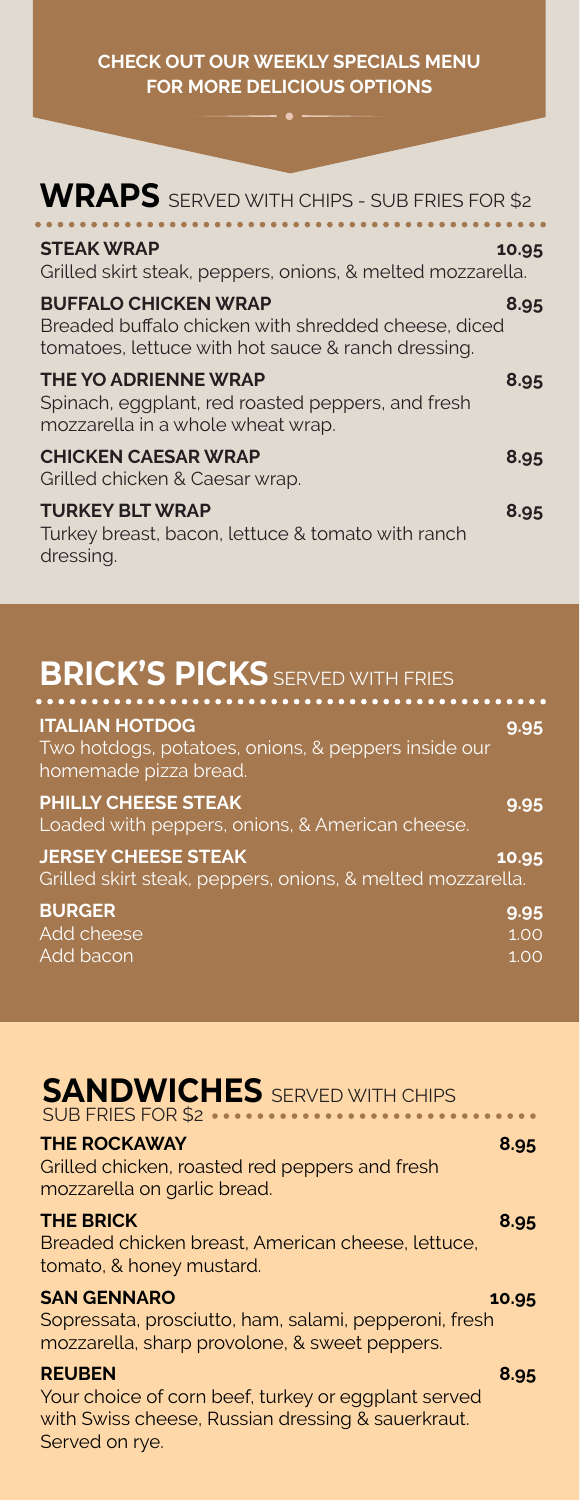**CHECK OUT OUR WEEKLY SPECIALS MENU FOR MORE DELICIOUS OPTIONS**

## WRAPS SERVED WITH CHIPS - SUB FRIES FOR $2

**STEAK WRAP** 10.95
Grilled skirt steak, peppers, onions, & melted mozzarella.

**BUFFALO CHICKEN WRAP** 8.95
Breaded buffalo chicken with shredded cheese, diced tomatoes, lettuce with hot sauce & ranch dressing.

**THE YO ADRIENNE WRAP** 8.95
Spinach, eggplant, red roasted peppers, and fresh mozzarella in a whole wheat wrap.

**CHICKEN CAESAR WRAP** 8.95
Grilled chicken & Caesar wrap.

**TURKEY BLT WRAP** 8.95
Turkey breast, bacon, lettuce & tomato with ranch dressing.

## BRICK'S PICKS SERVED WITH FRIES

**ITALIAN HOTDOG** 9.95
Two hotdogs, potatoes, onions, & peppers inside our homemade pizza bread.

**PHILLY CHEESE STEAK** 9.95
Loaded with peppers, onions, & American cheese.

**JERSEY CHEESE STEAK** 10.95
Grilled skirt steak, peppers, onions, & melted mozzarella.

**BURGER** 9.95
Add cheese 1.00
Add bacon 1.00

## SANDWICHES SERVED WITH CHIPS SUB FRIES FOR $2

**THE ROCKAWAY** 8.95
Grilled chicken, roasted red peppers and fresh mozzarella on garlic bread.

**THE BRICK** 8.95
Breaded chicken breast, American cheese, lettuce, tomato, & honey mustard.

**SAN GENNARO** 10.95
Sopressata, prosciutto, ham, salami, pepperoni, fresh mozzarella, sharp provolone, & sweet peppers.

**REUBEN** 8.95
Your choice of corn beef, turkey or eggplant served with Swiss cheese, Russian dressing & sauerkraut. Served on rye.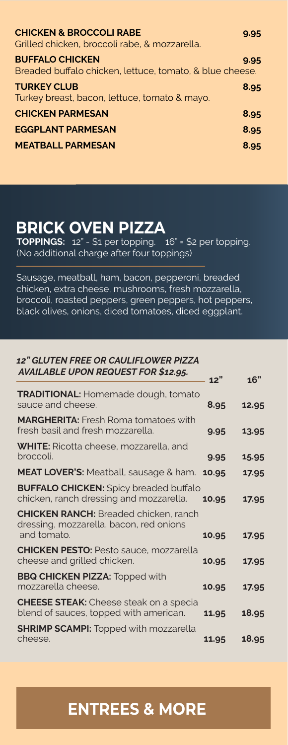| | |
|---|---|
| **CHICKEN & BROCCOLI RABE**<br>Grilled chicken, broccoli rabe, & mozzarella. | 9.95 |
| **BUFFALO CHICKEN**<br>Breaded buffalo chicken, lettuce, tomato, & blue cheese. | 9.95 |
| **TURKEY CLUB**<br>Turkey breast, bacon, lettuce, tomato & mayo. | 8.95 |
| **CHICKEN PARMESAN** | 8.95 |
| **EGGPLANT PARMESAN** | 8.95 |
| **MEATBALL PARMESAN** | 8.95 |

## BRICK OVEN PIZZA

**TOPPINGS:** 12" - $1 per topping. 16" = $2 per topping.
(No additional charge after four toppings)

Sausage, meatball, ham, bacon, pepperoni, breaded chicken, extra cheese, mushrooms, fresh mozzarella, broccoli, roasted peppers, green peppers, hot peppers, black olives, onions, diced tomatoes, diced eggplant.

***12" GLUTEN FREE OR CAULIFLOWER PIZZA AVAILABLE UPON REQUEST FOR $12.95.***

| | 12" | 16" |
|---|---|---|
| **TRADITIONAL:** Homemade dough, tomato sauce and cheese. | 8.95 | 12.95 |
| **MARGHERITA:** Fresh Roma tomatoes with fresh basil and fresh mozzarella. | 9.95 | 13.95 |
| **WHITE:** Ricotta cheese, mozzarella, and broccoli. | 9.95 | 15.95 |
| **MEAT LOVER'S:** Meatball, sausage & ham. | 10.95 | 17.95 |
| **BUFFALO CHICKEN:** Spicy breaded buffalo chicken, ranch dressing and mozzarella. | 10.95 | 17.95 |
| **CHICKEN RANCH:** Breaded chicken, ranch dressing, mozzarella, bacon, red onions and tomato. | 10.95 | 17.95 |
| **CHICKEN PESTO:** Pesto sauce, mozzarella cheese and grilled chicken. | 10.95 | 17.95 |
| **BBQ CHICKEN PIZZA:** Topped with mozzarella cheese. | 10.95 | 17.95 |
| **CHEESE STEAK:** Cheese steak on a specia blend of sauces, topped with american. | 11.95 | 18.95 |
| **SHRIMP SCAMPI:** Topped with mozzarella cheese. | 11.95 | 18.95 |

## ENTREES & MORE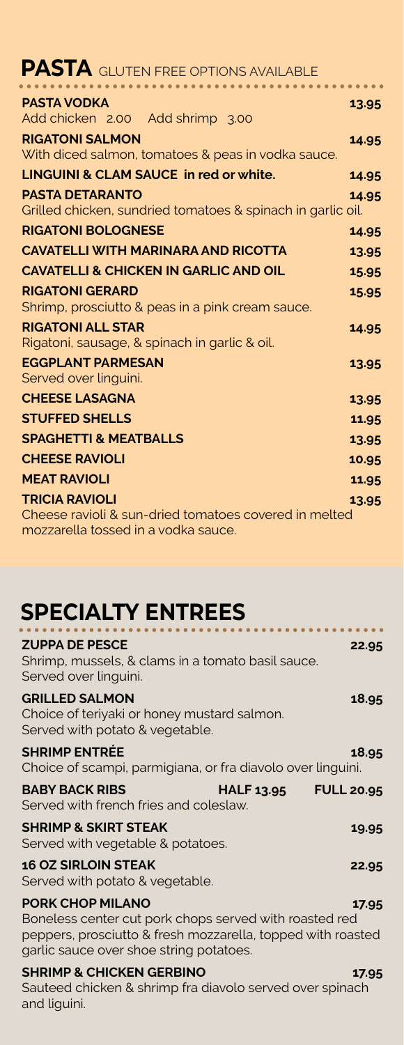## PASTA GLUTEN FREE OPTIONS AVAILABLE

**PASTA VODKA** 13.95
Add chicken 2.00 Add shrimp 3.00

**RIGATONI SALMON** 14.95
With diced salmon, tomatoes & peas in vodka sauce.

**LINGUINI & CLAM SAUCE in red or white.** 14.95

**PASTA DETARANTO** 14.95
Grilled chicken, sundried tomatoes & spinach in garlic oil.

**RIGATONI BOLOGNESE** 14.95

**CAVATELLI WITH MARINARA AND RICOTTA** 13.95

**CAVATELLI & CHICKEN IN GARLIC AND OIL** 15.95

**RIGATONI GERARD** 15.95
Shrimp, prosciutto & peas in a pink cream sauce.

**RIGATONI ALL STAR** 14.95
Rigatoni, sausage, & spinach in garlic & oil.

**EGGPLANT PARMESAN** 13.95
Served over linguini.

**CHEESE LASAGNA** 13.95

**STUFFED SHELLS** 11.95

**SPAGHETTI & MEATBALLS** 13.95

**CHEESE RAVIOLI** 10.95

**MEAT RAVIOLI** 11.95

**TRICIA RAVIOLI** 13.95
Cheese ravioli & sun-dried tomatoes covered in melted mozzarella tossed in a vodka sauce.

## SPECIALTY ENTREES

**ZUPPA DE PESCE** 22.95
Shrimp, mussels, & clams in a tomato basil sauce. Served over linguini.

**GRILLED SALMON** 18.95
Choice of teriyaki or honey mustard salmon. Served with potato & vegetable.

**SHRIMP ENTRÉE** 18.95
Choice of scampi, parmigiana, or fra diavolo over linguini.

**BABY BACK RIBS** HALF 13.95 FULL 20.95
Served with french fries and coleslaw.

**SHRIMP & SKIRT STEAK** 19.95
Served with vegetable & potatoes.

**16 OZ SIRLOIN STEAK** 22.95
Served with potato & vegetable.

**PORK CHOP MILANO** 17.95
Boneless center cut pork chops served with roasted red peppers, prosciutto & fresh mozzarella, topped with roasted garlic sauce over shoe string potatoes.

**SHRIMP & CHICKEN GERBINO** 17.95
Sauteed chicken & shrimp fra diavolo served over spinach and liguini.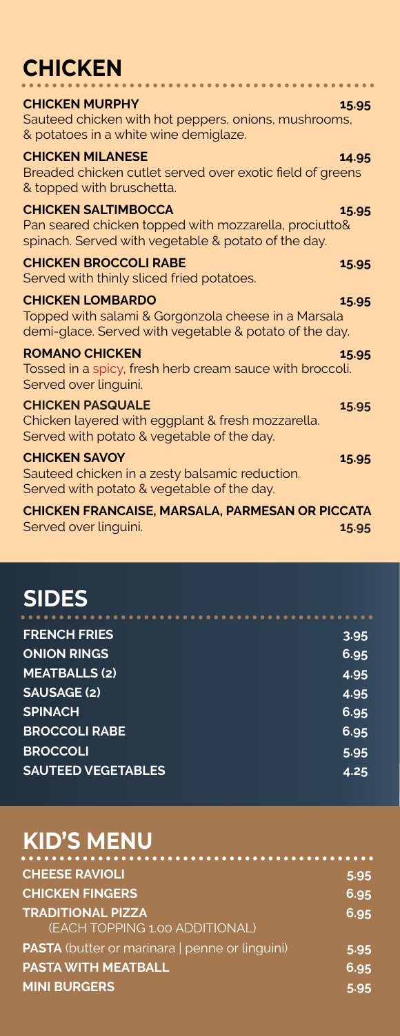## CHICKEN

**CHICKEN MURPHY** 15.95
Sauteed chicken with hot peppers, onions, mushrooms, & potatoes in a white wine demiglaze.

**CHICKEN MILANESE** 14.95
Breaded chicken cutlet served over exotic field of greens & topped with bruschetta.

**CHICKEN SALTIMBOCCA** 15.95
Pan seared chicken topped with mozzarella, prociutto& spinach. Served with vegetable & potato of the day.

**CHICKEN BROCCOLI RABE** 15.95
Served with thinly sliced fried potatoes.

**CHICKEN LOMBARDO** 15.95
Topped with salami & Gorgonzola cheese in a Marsala demi-glace. Served with vegetable & potato of the day.

**ROMANO CHICKEN** 15.95
Tossed in a spicy, fresh herb cream sauce with broccoli. Served over linguini.

**CHICKEN PASQUALE** 15.95
Chicken layered with eggplant & fresh mozzarella. Served with potato & vegetable of the day.

**CHICKEN SAVOY** 15.95
Sauteed chicken in a zesty balsamic reduction. Served with potato & vegetable of the day.

**CHICKEN FRANCAISE, MARSALA, PARMESAN OR PICCATA**
Served over linguini. 15.95

## SIDES

| | |
|---|---|
| **FRENCH FRIES** | 3.95 |
| **ONION RINGS** | 6.95 |
| **MEATBALLS (2)** | 4.95 |
| **SAUSAGE (2)** | 4.95 |
| **SPINACH** | 6.95 |
| **BROCCOLI RABE** | 6.95 |
| **BROCCOLI** | 5.95 |
| **SAUTEED VEGETABLES** | 4.25 |

## KID'S MENU

| | |
|---|---|
| **CHEESE RAVIOLI** | 5.95 |
| **CHICKEN FINGERS** | 6.95 |
| **TRADITIONAL PIZZA** (EACH TOPPING 1.00 ADDITIONAL) | 6.95 |
| **PASTA** (butter or marinara \| penne or linguini) | 5.95 |
| **PASTA WITH MEATBALL** | 6.95 |
| **MINI BURGERS** | 5.95 |